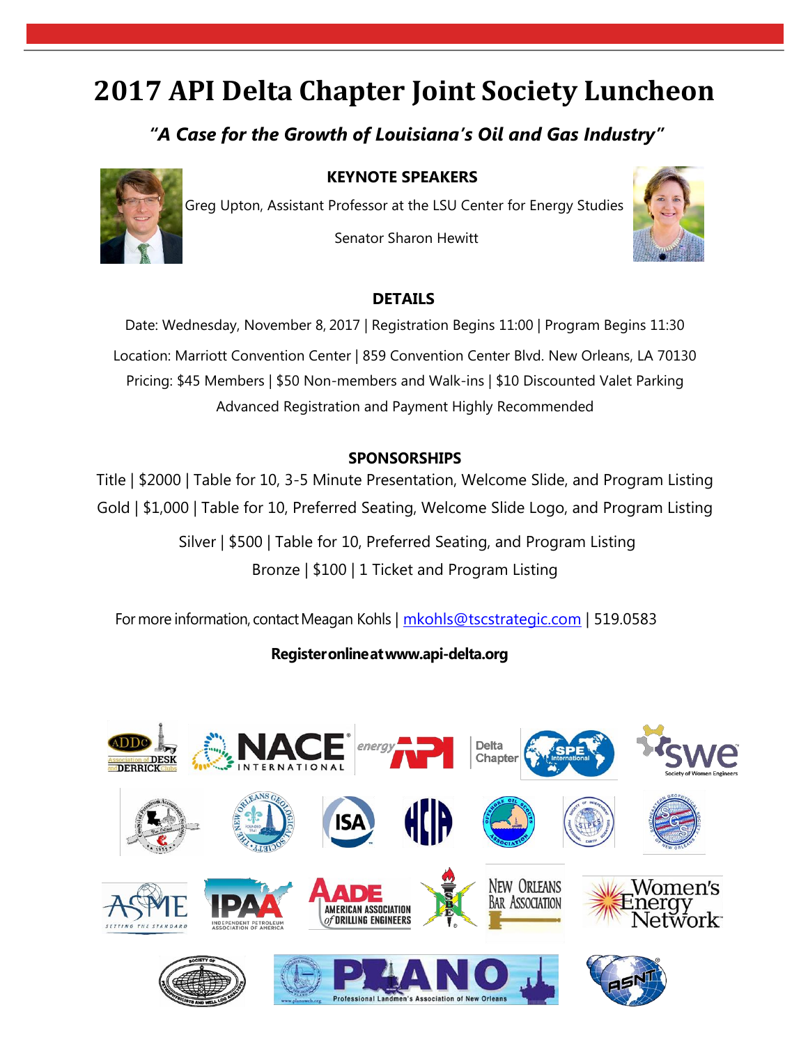# 2017 API Delta Chapter Joint Society Luncheon

***"A Case for the Growth of Louisiana's Oil and Gas Industry"***

## KEYNOTE SPEAKERS

Greg Upton, Assistant Professor at the LSU Center for Energy Studies

Senator Sharon Hewitt

## DETAILS

Date: Wednesday, November 8, 2017 | Registration Begins 11:00 | Program Begins 11:30

Location: Marriott Convention Center | 859 Convention Center Blvd. New Orleans, LA 70130

Pricing: $45 Members | $50 Non-members and Walk-ins | $10 Discounted Valet Parking

Advanced Registration and Payment Highly Recommended

## SPONSORSHIPS

Title | $2000 | Table for 10, 3-5 Minute Presentation, Welcome Slide, and Program Listing

Gold | $1,000 | Table for 10, Preferred Seating, Welcome Slide Logo, and Program Listing

Silver | $500 | Table for 10, Preferred Seating, and Program Listing

Bronze | $100 | 1 Ticket and Program Listing

For more information, contact Meagan Kohls | mkohls@tscstrategic.com | 519.0583

**Register online at www.api-delta.org**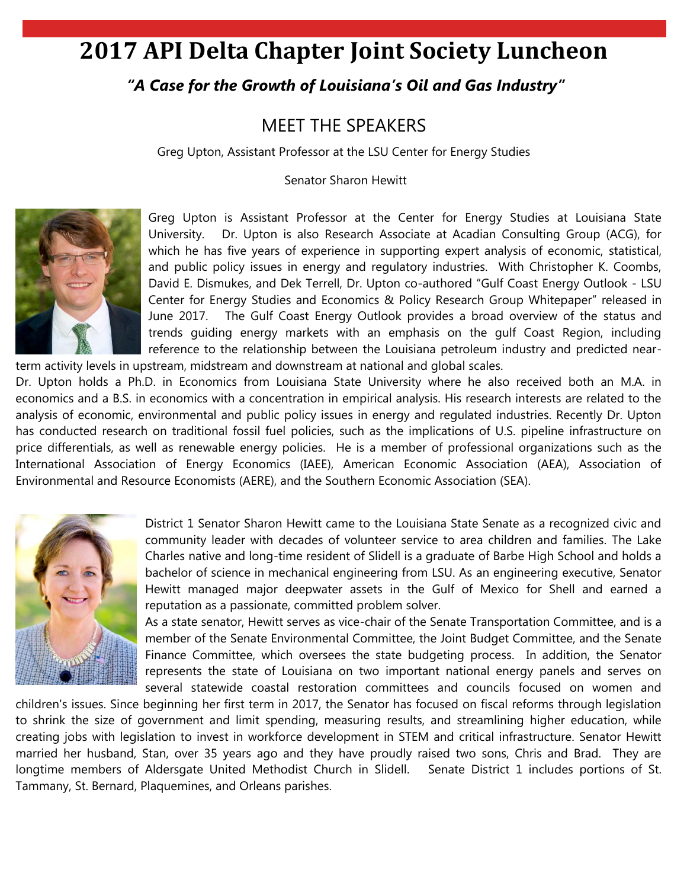# 2017 API Delta Chapter Joint Society Luncheon

***"A Case for the Growth of Louisiana's Oil and Gas Industry"***

## MEET THE SPEAKERS

Greg Upton, Assistant Professor at the LSU Center for Energy Studies

Senator Sharon Hewitt

Greg Upton is Assistant Professor at the Center for Energy Studies at Louisiana State University. Dr. Upton is also Research Associate at Acadian Consulting Group (ACG), for which he has five years of experience in supporting expert analysis of economic, statistical, and public policy issues in energy and regulatory industries. With Christopher K. Coombs, David E. Dismukes, and Dek Terrell, Dr. Upton co-authored "Gulf Coast Energy Outlook - LSU Center for Energy Studies and Economics & Policy Research Group Whitepaper" released in June 2017. The Gulf Coast Energy Outlook provides a broad overview of the status and trends guiding energy markets with an emphasis on the gulf Coast Region, including reference to the relationship between the Louisiana petroleum industry and predicted near-term activity levels in upstream, midstream and downstream at national and global scales.

Dr. Upton holds a Ph.D. in Economics from Louisiana State University where he also received both an M.A. in economics and a B.S. in economics with a concentration in empirical analysis. His research interests are related to the analysis of economic, environmental and public policy issues in energy and regulated industries. Recently Dr. Upton has conducted research on traditional fossil fuel policies, such as the implications of U.S. pipeline infrastructure on price differentials, as well as renewable energy policies. He is a member of professional organizations such as the International Association of Energy Economics (IAEE), American Economic Association (AEA), Association of Environmental and Resource Economists (AERE), and the Southern Economic Association (SEA).

District 1 Senator Sharon Hewitt came to the Louisiana State Senate as a recognized civic and community leader with decades of volunteer service to area children and families. The Lake Charles native and long-time resident of Slidell is a graduate of Barbe High School and holds a bachelor of science in mechanical engineering from LSU. As an engineering executive, Senator Hewitt managed major deepwater assets in the Gulf of Mexico for Shell and earned a reputation as a passionate, committed problem solver.

As a state senator, Hewitt serves as vice-chair of the Senate Transportation Committee, and is a member of the Senate Environmental Committee, the Joint Budget Committee, and the Senate Finance Committee, which oversees the state budgeting process. In addition, the Senator represents the state of Louisiana on two important national energy panels and serves on several statewide coastal restoration committees and councils focused on women and children's issues. Since beginning her first term in 2017, the Senator has focused on fiscal reforms through legislation to shrink the size of government and limit spending, measuring results, and streamlining higher education, while creating jobs with legislation to invest in workforce development in STEM and critical infrastructure. Senator Hewitt married her husband, Stan, over 35 years ago and they have proudly raised two sons, Chris and Brad. They are longtime members of Aldersgate United Methodist Church in Slidell. Senate District 1 includes portions of St. Tammany, St. Bernard, Plaquemines, and Orleans parishes.